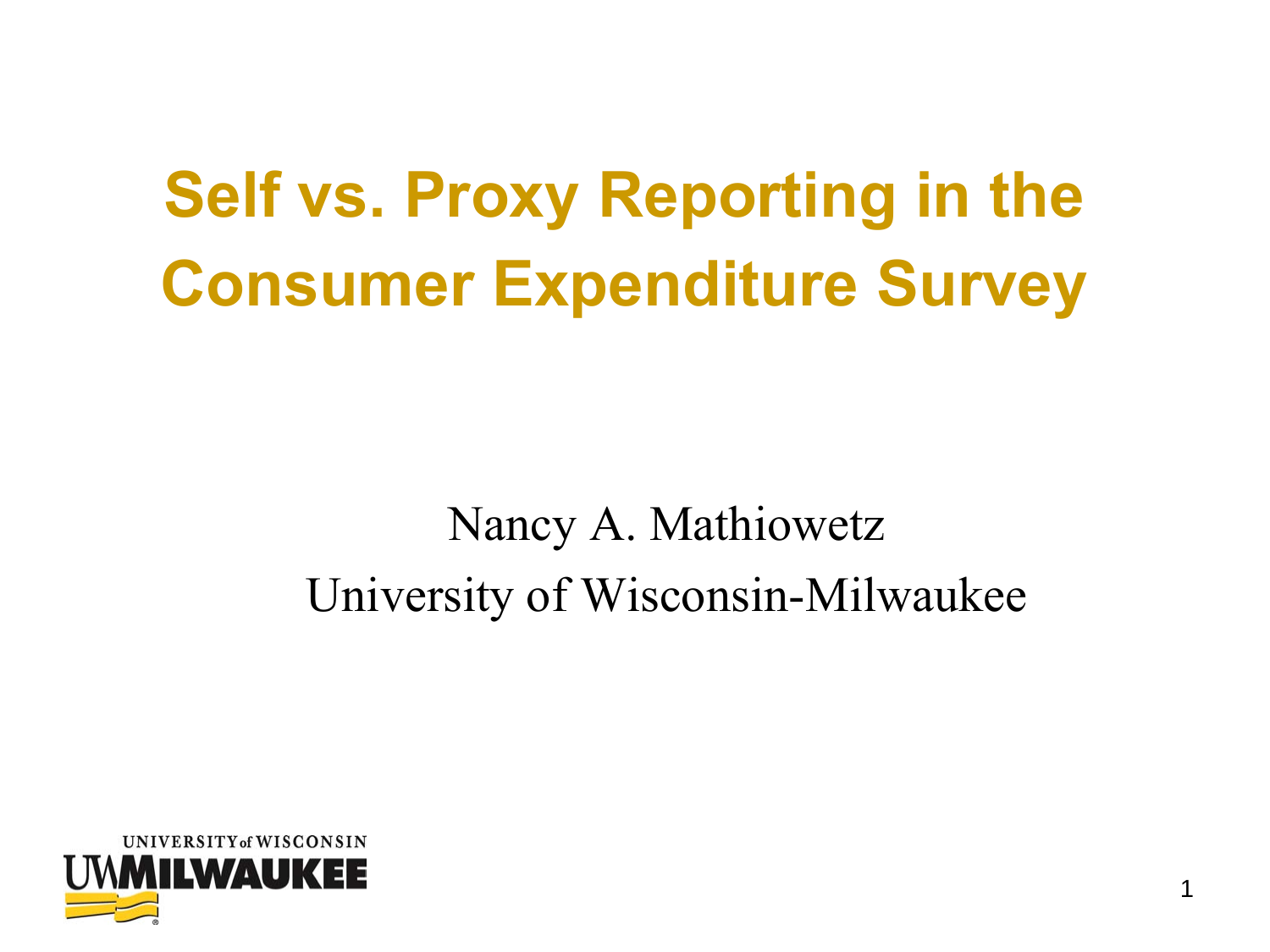# Self vs. Proxy Reporting in the Consumer Expenditure Survey

Nancy A. Mathiowetz

University of Wisconsin-Milwaukee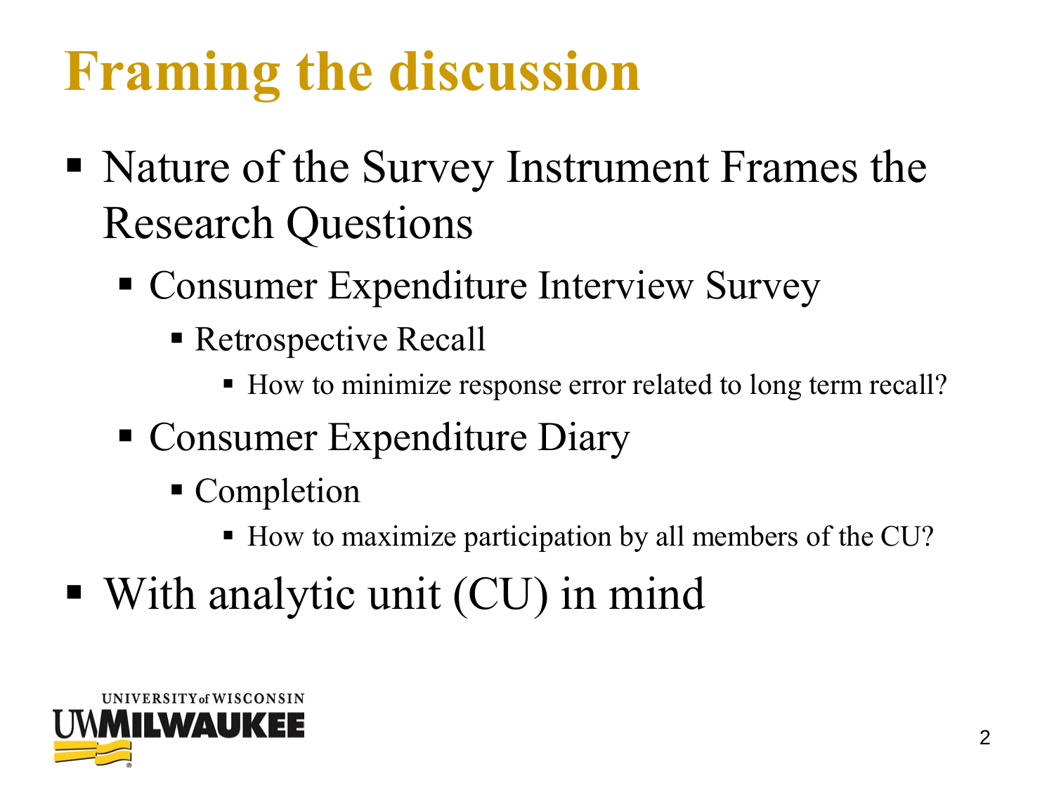# Framing the discussion

- Nature of the Survey Instrument Frames the Research Questions
  - Consumer Expenditure Interview Survey
    - Retrospective Recall
      - How to minimize response error related to long term recall?
  - Consumer Expenditure Diary
    - Completion
      - How to maximize participation by all members of the CU?
- With analytic unit (CU) in mind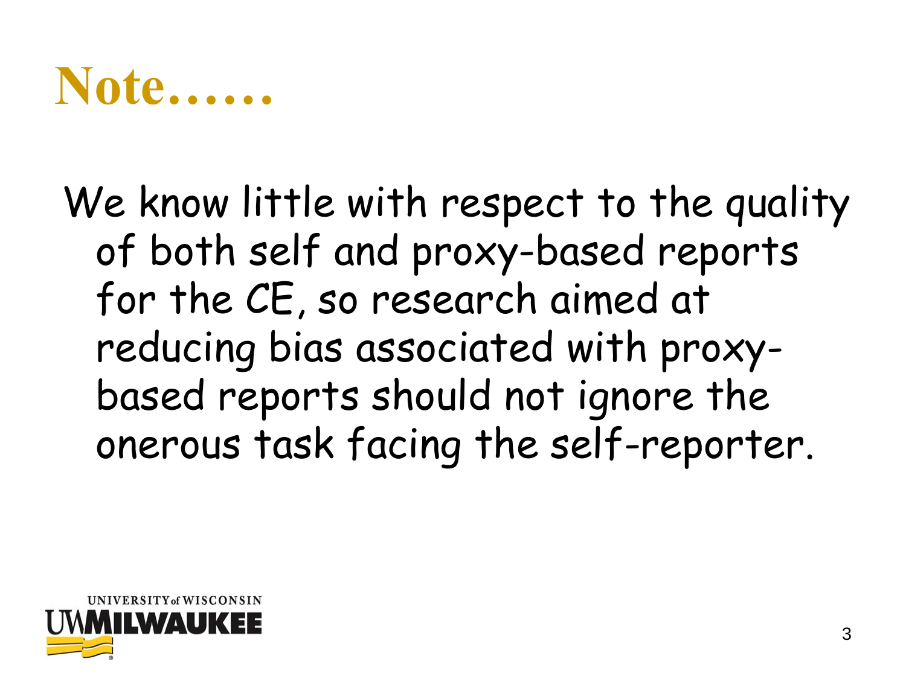# Note……

We know little with respect to the quality of both self and proxy-based reports for the CE, so research aimed at reducing bias associated with proxy-based reports should not ignore the onerous task facing the self-reporter.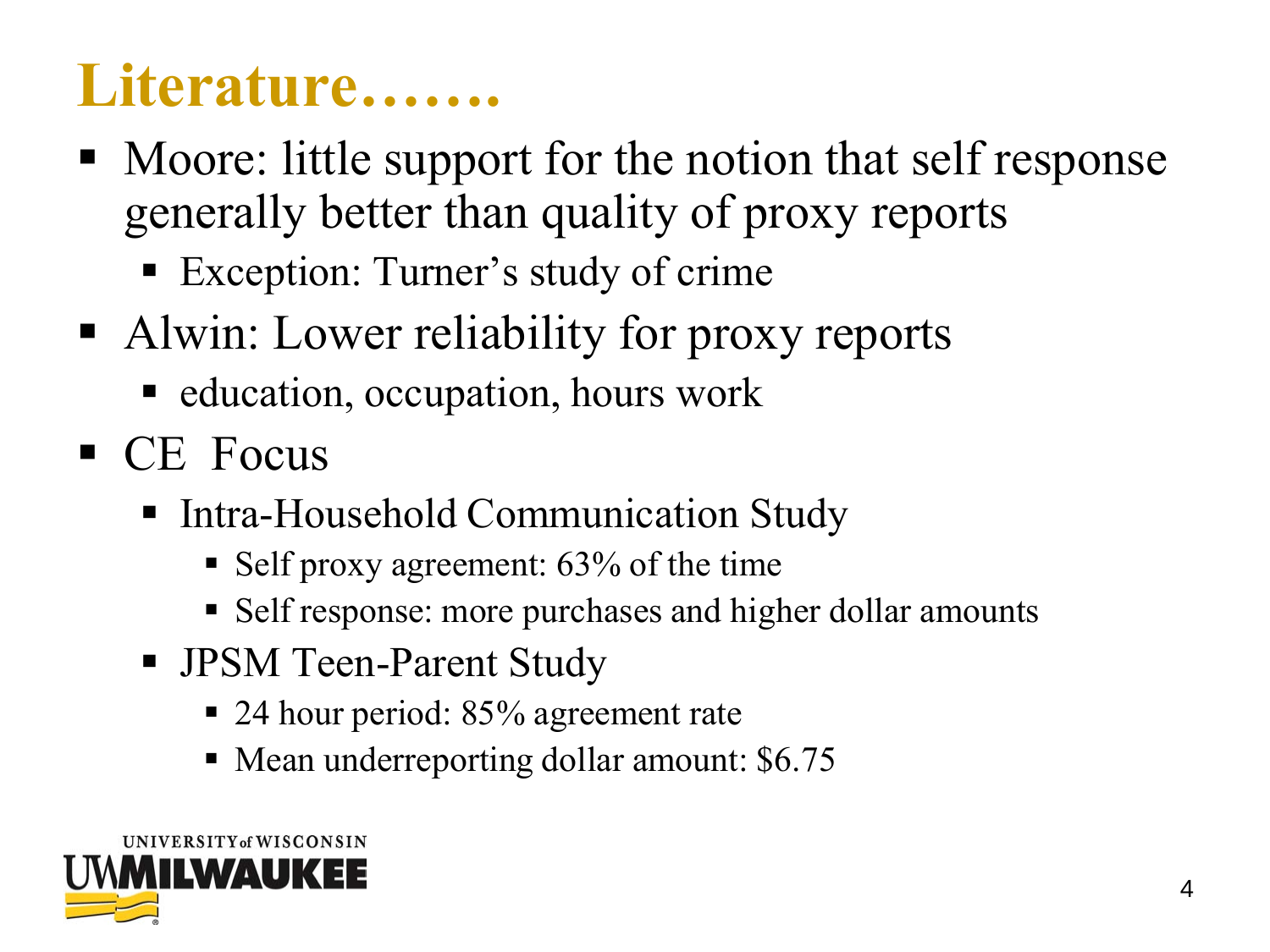# Literature…….

- Moore: little support for the notion that self response generally better than quality of proxy reports
  - Exception: Turner's study of crime
- Alwin: Lower reliability for proxy reports
  - education, occupation, hours work
- CE Focus
  - Intra-Household Communication Study
    - Self proxy agreement: 63% of the time
    - Self response: more purchases and higher dollar amounts
  - JPSM Teen-Parent Study
    - 24 hour period: 85% agreement rate
    - Mean underreporting dollar amount: $6.75

UNIVERSITY of WISCONSIN
UWMILWAUKEE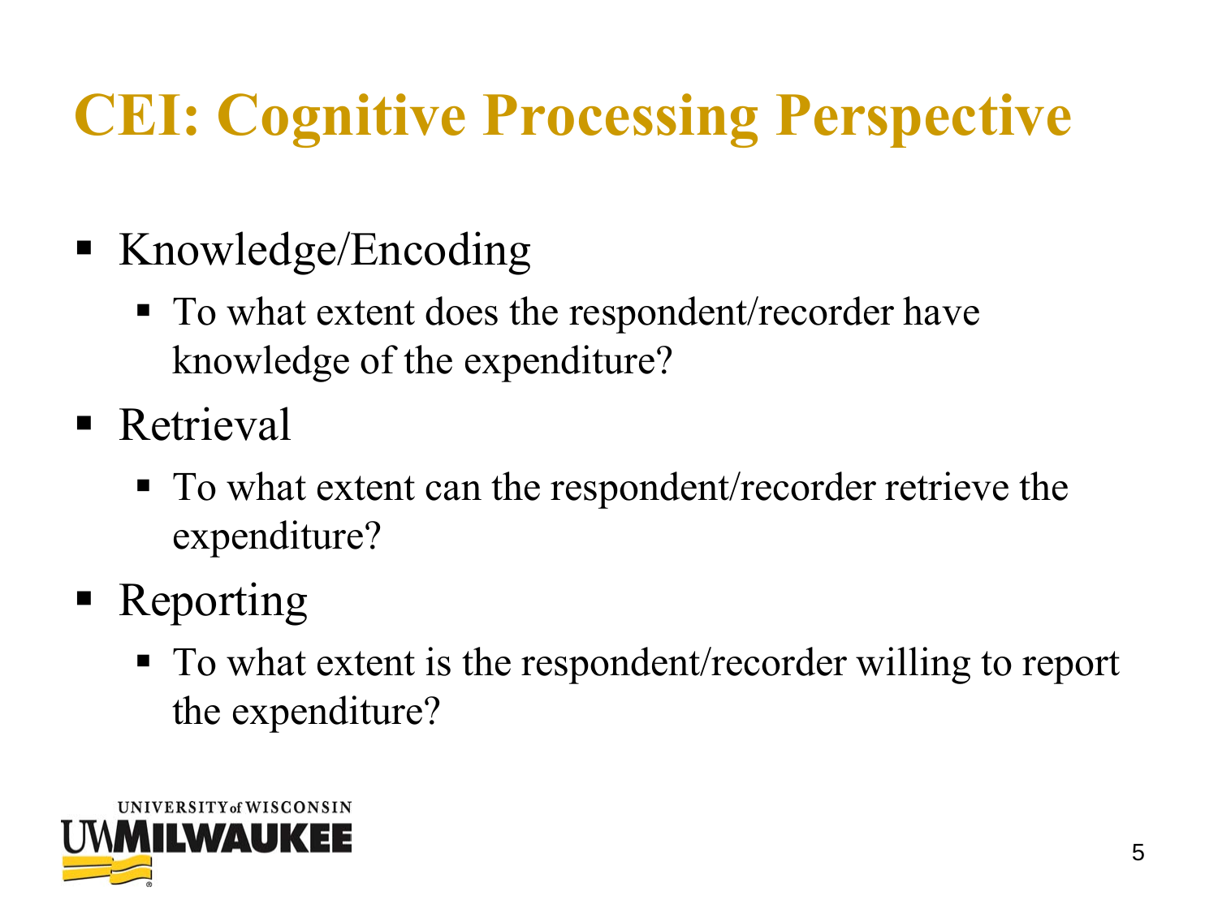# CEI: Cognitive Processing Perspective

- Knowledge/Encoding
  - To what extent does the respondent/recorder have knowledge of the expenditure?
- Retrieval
  - To what extent can the respondent/recorder retrieve the expenditure?
- Reporting
  - To what extent is the respondent/recorder willing to report the expenditure?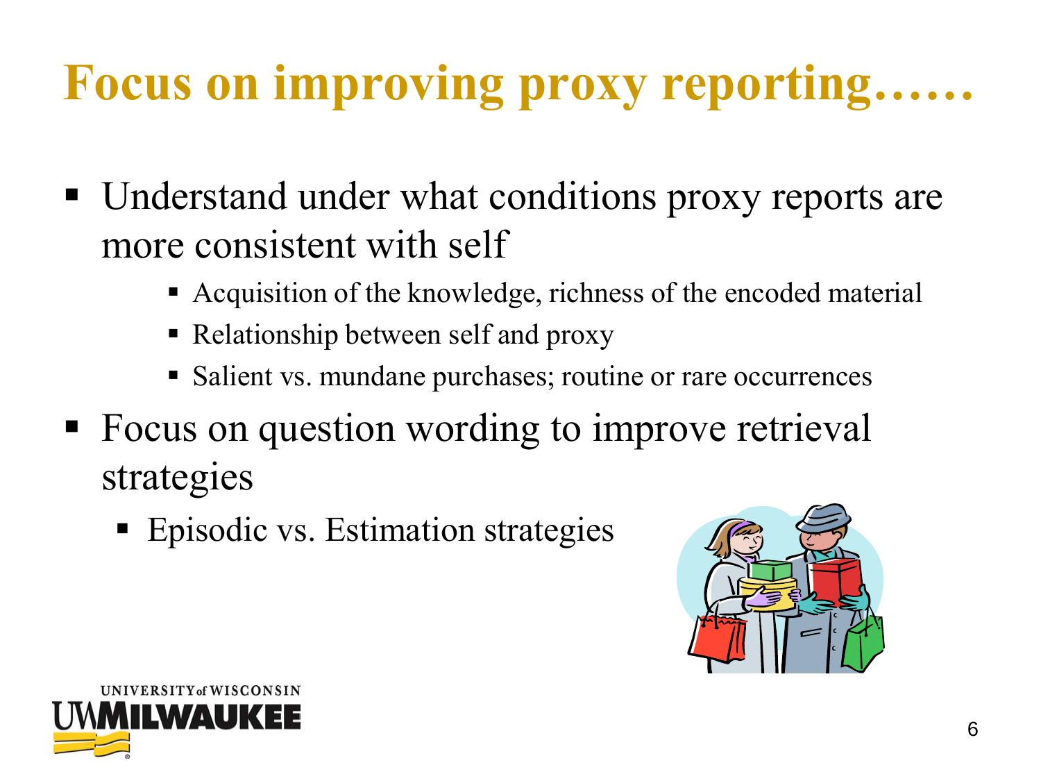# Focus on improving proxy reporting……

- Understand under what conditions proxy reports are more consistent with self
  - Acquisition of the knowledge, richness of the encoded material
  - Relationship between self and proxy
  - Salient vs. mundane purchases; routine or rare occurrences
- Focus on question wording to improve retrieval strategies
  - Episodic vs. Estimation strategies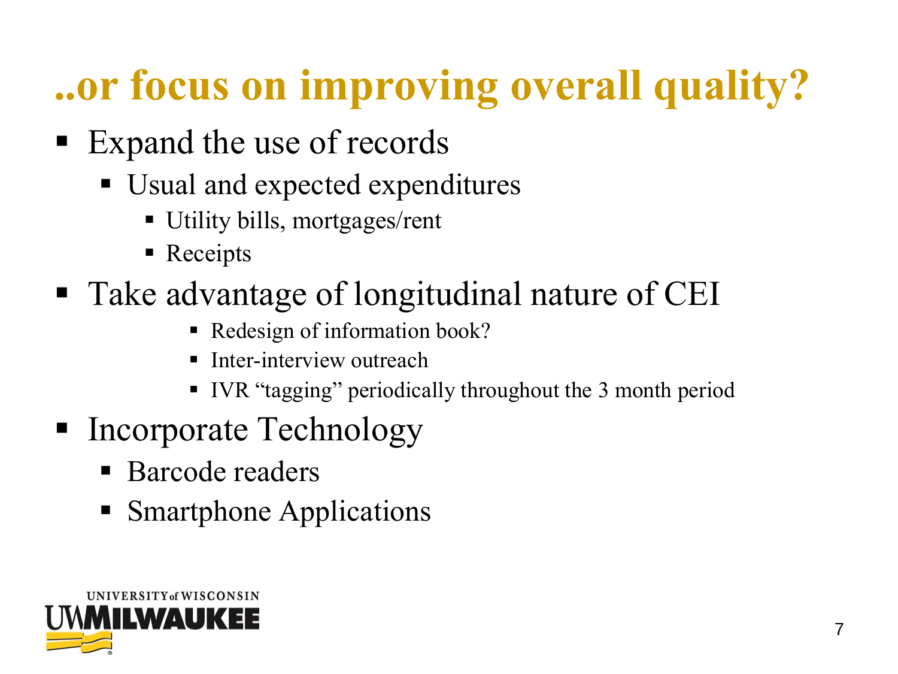# ..or focus on improving overall quality?

- Expand the use of records
  - Usual and expected expenditures
    - Utility bills, mortgages/rent
    - Receipts
- Take advantage of longitudinal nature of CEI
  - Redesign of information book?
  - Inter-interview outreach
  - IVR "tagging" periodically throughout the 3 month period
- Incorporate Technology
  - Barcode readers
  - Smartphone Applications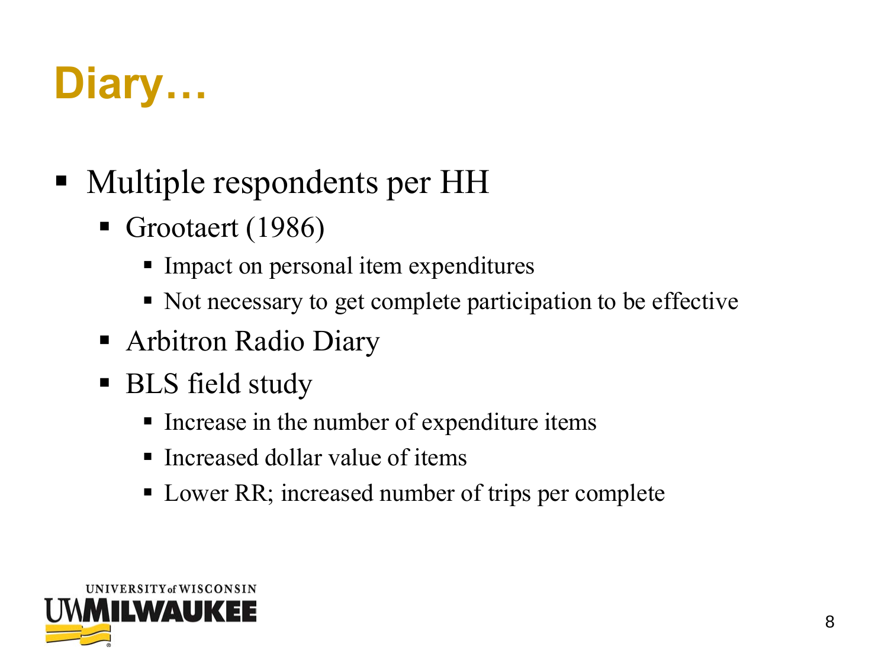# Diary…

- Multiple respondents per HH
  - Grootaert (1986)
    - Impact on personal item expenditures
    - Not necessary to get complete participation to be effective
  - Arbitron Radio Diary
  - BLS field study
    - Increase in the number of expenditure items
    - Increased dollar value of items
    - Lower RR; increased number of trips per complete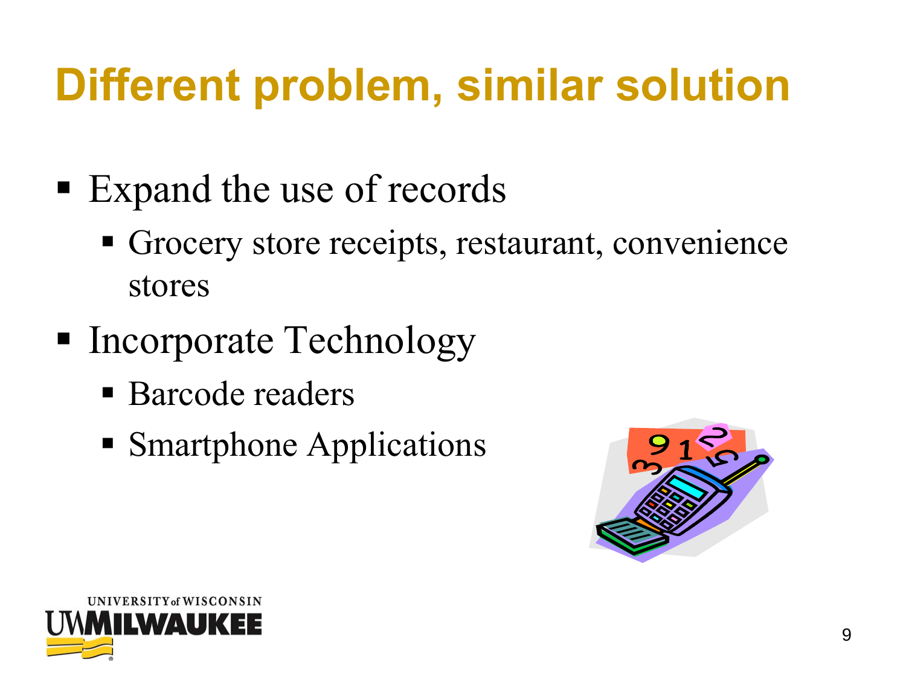# Different problem, similar solution

- Expand the use of records
  - Grocery store receipts, restaurant, convenience stores
- Incorporate Technology
  - Barcode readers
  - Smartphone Applications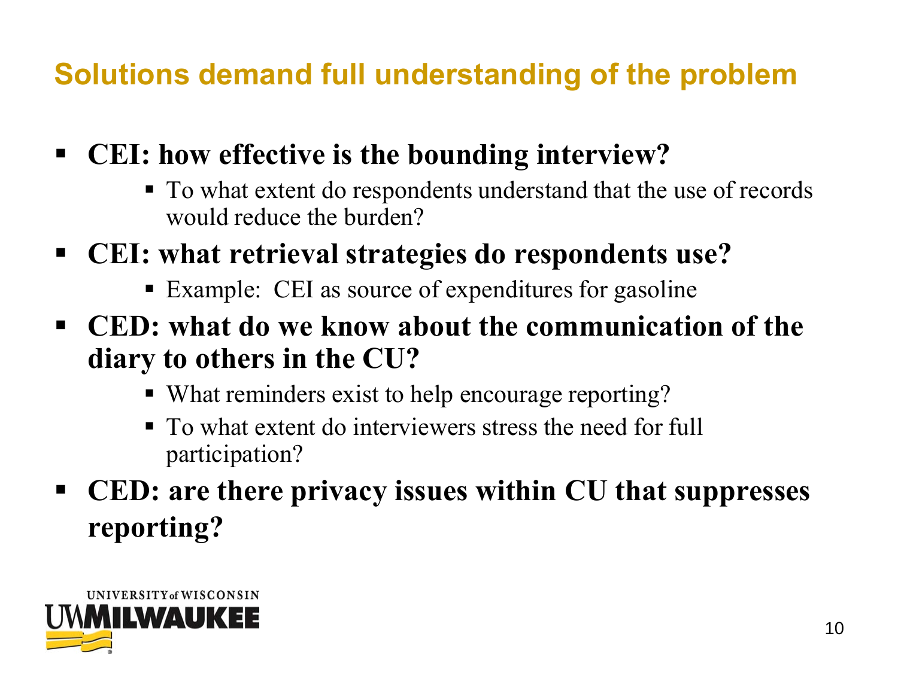## Solutions demand full understanding of the problem

- **CEI: how effective is the bounding interview?**
  - To what extent do respondents understand that the use of records would reduce the burden?
- **CEI: what retrieval strategies do respondents use?**
  - Example: CEI as source of expenditures for gasoline
- **CED: what do we know about the communication of the diary to others in the CU?**
  - What reminders exist to help encourage reporting?
  - To what extent do interviewers stress the need for full participation?
- **CED: are there privacy issues within CU that suppresses reporting?**

UNIVERSITY of WISCONSIN UWMILWAUKEE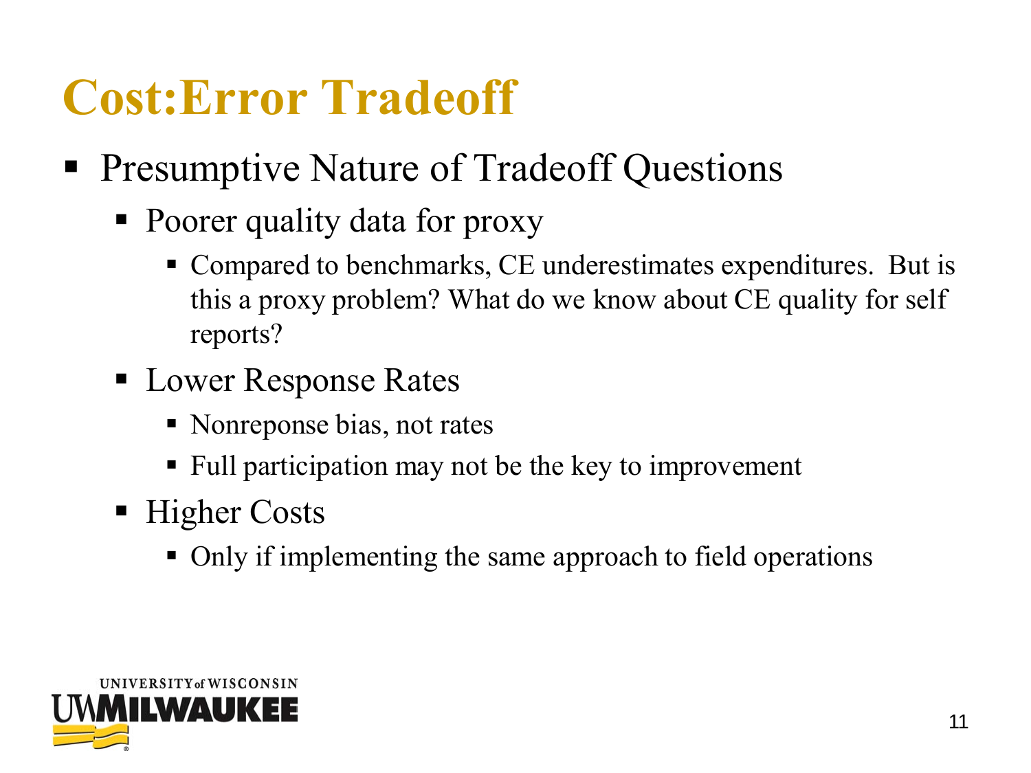# Cost:Error Tradeoff

- Presumptive Nature of Tradeoff Questions
  - Poorer quality data for proxy
    - Compared to benchmarks, CE underestimates expenditures. But is this a proxy problem? What do we know about CE quality for self reports?
  - Lower Response Rates
    - Nonreponse bias, not rates
    - Full participation may not be the key to improvement
  - Higher Costs
    - Only if implementing the same approach to field operations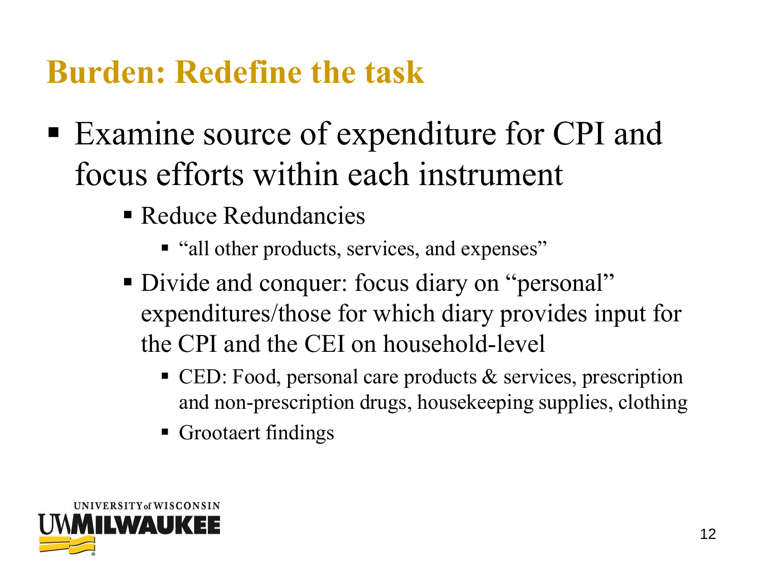# Burden: Redefine the task

- Examine source of expenditure for CPI and focus efforts within each instrument
  - Reduce Redundancies
    - “all other products, services, and expenses”
  - Divide and conquer: focus diary on “personal” expenditures/those for which diary provides input for the CPI and the CEI on household-level
    - CED: Food, personal care products & services, prescription and non-prescription drugs, housekeeping supplies, clothing
    - Grootaert findings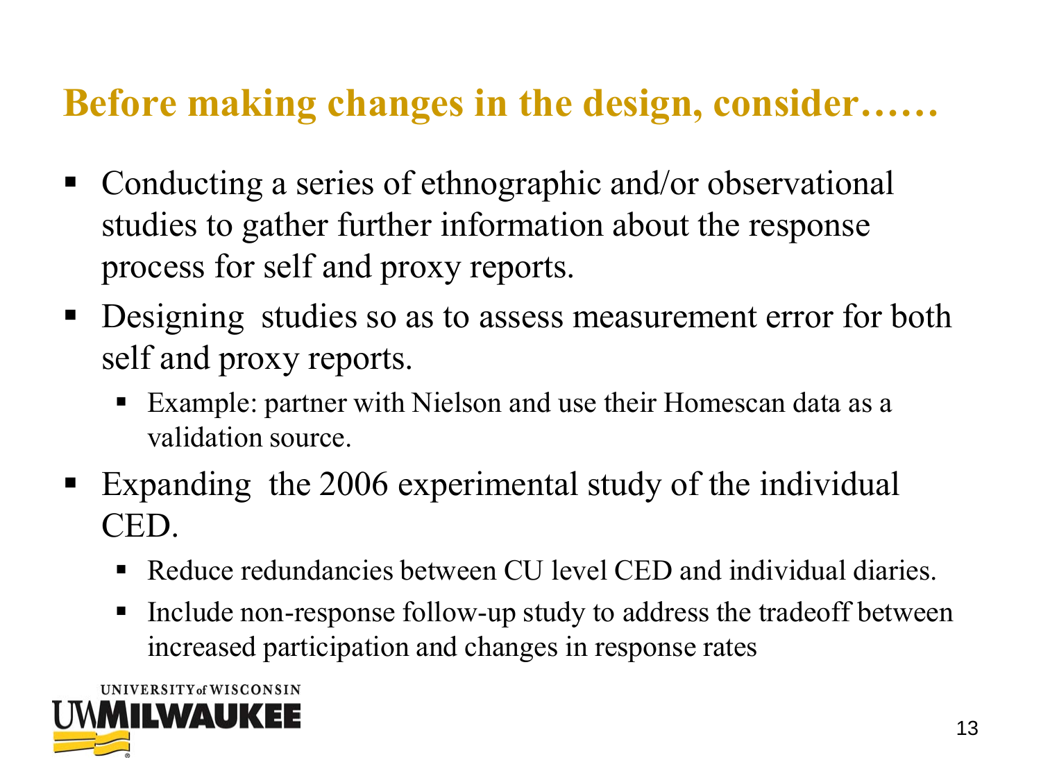# Before making changes in the design, consider……

- Conducting a series of ethnographic and/or observational studies to gather further information about the response process for self and proxy reports.
- Designing  studies so as to assess measurement error for both self and proxy reports.
  - Example: partner with Nielson and use their Homescan data as a validation source.
- Expanding  the 2006 experimental study of the individual CED.
  - Reduce redundancies between CU level CED and individual diaries.
  - Include non-response follow-up study to address the tradeoff between increased participation and changes in response rates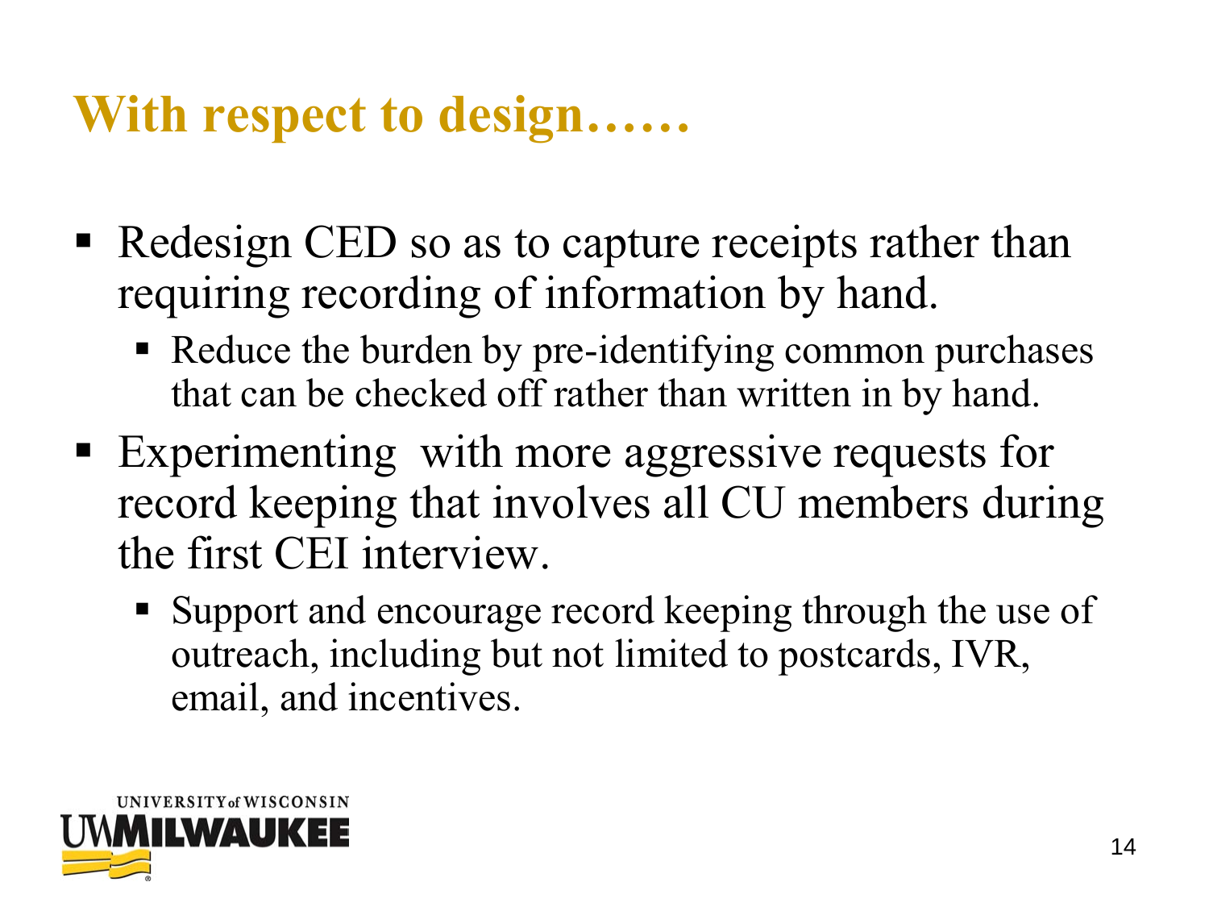# With respect to design……

- Redesign CED so as to capture receipts rather than requiring recording of information by hand.
  - Reduce the burden by pre-identifying common purchases that can be checked off rather than written in by hand.
- Experimenting with more aggressive requests for record keeping that involves all CU members during the first CEI interview.
  - Support and encourage record keeping through the use of outreach, including but not limited to postcards, IVR, email, and incentives.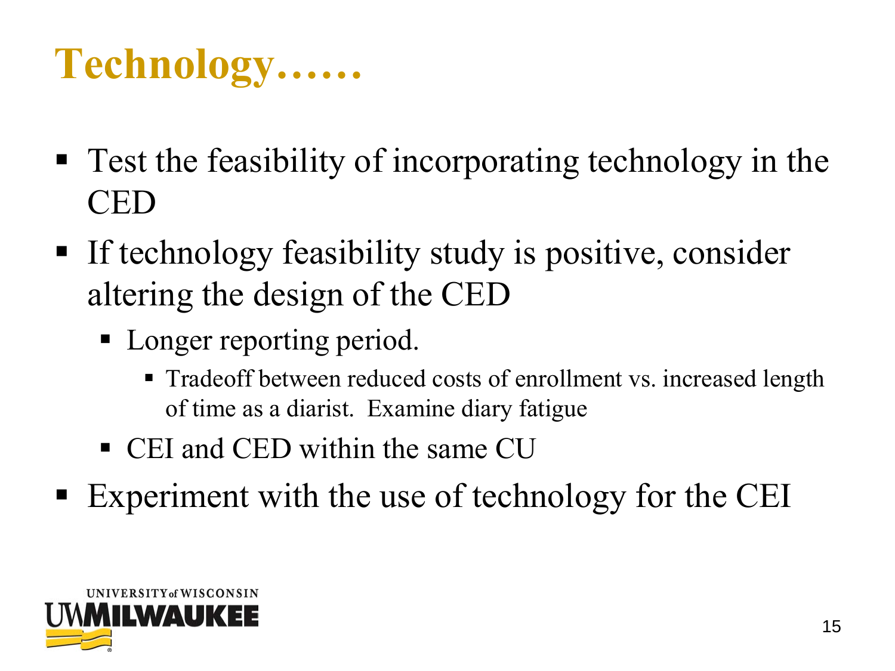# Technology……

- Test the feasibility of incorporating technology in the CED
- If technology feasibility study is positive, consider altering the design of the CED
  - Longer reporting period.
    - Tradeoff between reduced costs of enrollment vs. increased length of time as a diarist. Examine diary fatigue
  - CEI and CED within the same CU
- Experiment with the use of technology for the CEI

UNIVERSITY of WISCONSIN
UWMILWAUKEE